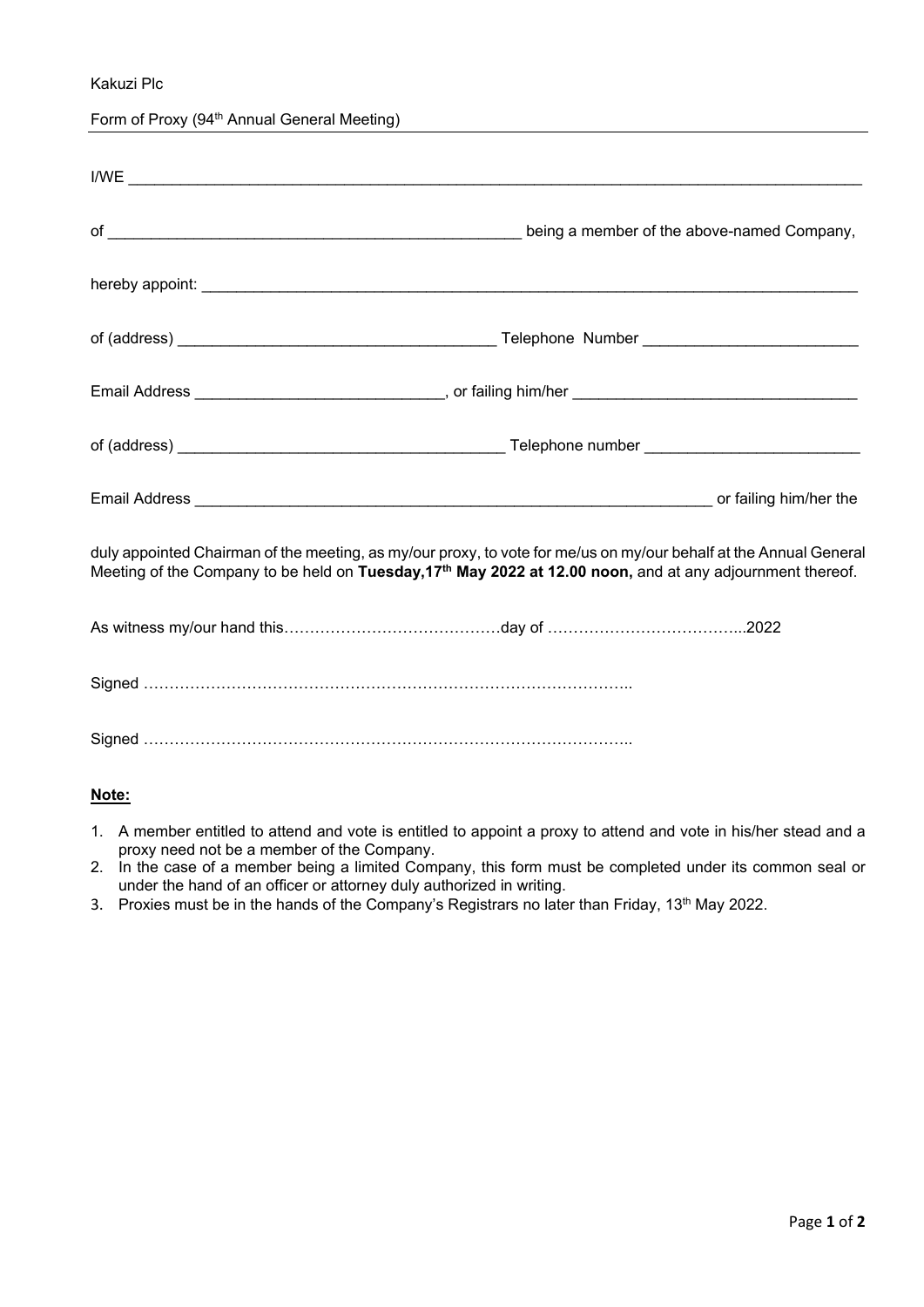Kakuzi Plc

Form of Proxy (94th Annual General Meeting)

I/WE ____________________________________________________________________________________

of _______________________________________________ being a member of the above-named Company,

hereby appoint: ___________________________________________________________________________

of (address) ____________________________________ Telephone Number ________________________

Email Address ___________________________, or failing him/her _______________________________

of (address) _____________________________________ Telephone number ________________________

Email Address ____________________________________________________________ or failing him/her the

duly appointed Chairman of the meeting, as my/our proxy, to vote for me/us on my/our behalf at the Annual General Meeting of the Company to be held on **Tuesday,17th May 2022 at 12.00 noon,** and at any adjournment thereof.

As witness my/our hand this……………………………………day of ………………………………..2022

Signed ……………………………………………………………………………………..

Signed ……………………………………………………………………………………..

**Note:**

1. A member entitled to attend and vote is entitled to appoint a proxy to attend and vote in his/her stead and a proxy need not be a member of the Company.
2. In the case of a member being a limited Company, this form must be completed under its common seal or under the hand of an officer or attorney duly authorized in writing.
3. Proxies must be in the hands of the Company's Registrars no later than Friday, 13th May 2022.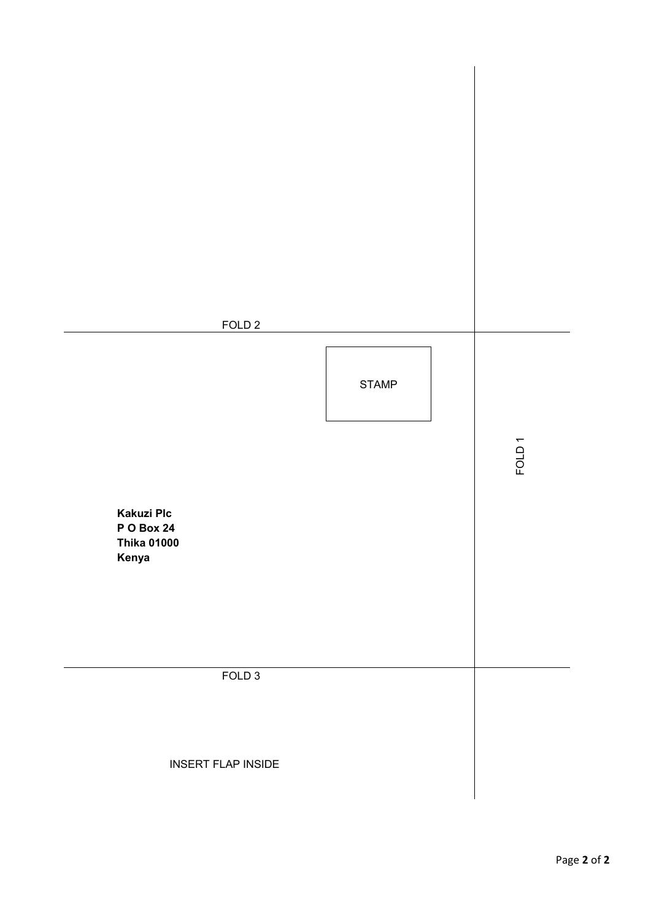FOLD 2

STAMP

FOLD 1

**Kakuzi Plc**
**P O Box 24**
**Thika 01000**
**Kenya**

FOLD 3

INSERT FLAP INSIDE